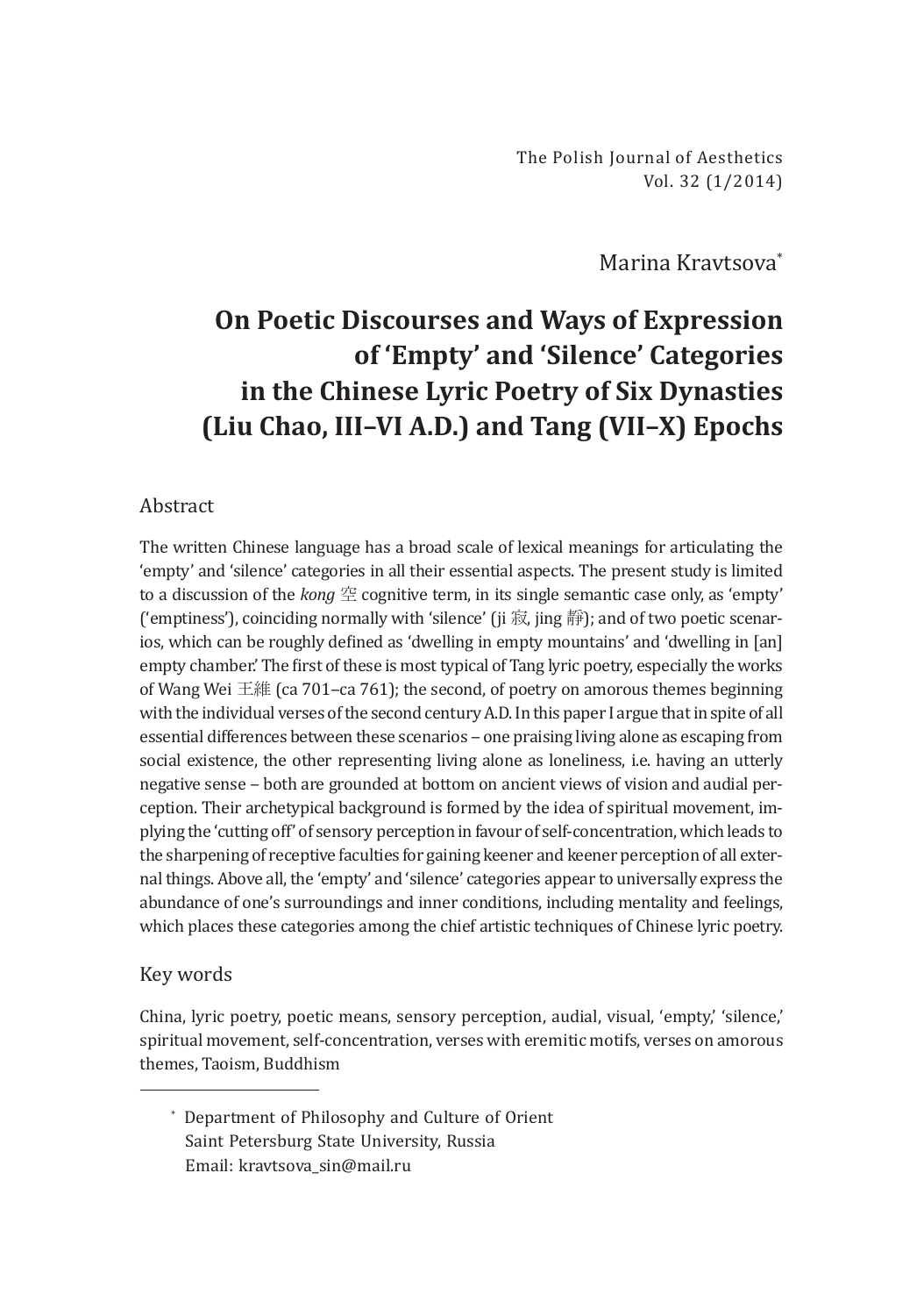Marina Kravtsova[*]

# On Poetic Discourses and Ways of Expression of 'Empty' and 'Silence' Categories in the Chinese Lyric Poetry of Six Dynasties (Liu Chao, III–VI A.D.) and Tang (VII–X) Epochs

## Abstract

The written Chinese language has a broad scale of lexical meanings for articulating the 'empty' and 'silence' categories in all their essential aspects. The present study is limited to a discussion of the *kong* 空 cognitive term, in its single semantic case only, as 'empty' ('emptiness'), coinciding normally with 'silence' (ji 寂, jing 靜); and of two poetic scenarios, which can be roughly defined as 'dwelling in empty mountains' and 'dwelling in [an] empty chamber.' The first of these is most typical of Tang lyric poetry, especially the works of Wang Wei 王維 (ca 701–ca 761); the second, of poetry on amorous themes beginning with the individual verses of the second century A.D. In this paper I argue that in spite of all essential differences between these scenarios – one praising living alone as escaping from social existence, the other representing living alone as loneliness, i.e. having an utterly negative sense – both are grounded at bottom on ancient views of vision and audial perception. Their archetypical background is formed by the idea of spiritual movement, implying the 'cutting off' of sensory perception in favour of self-concentration, which leads to the sharpening of receptive faculties for gaining keener and keener perception of all external things. Above all, the 'empty' and 'silence' categories appear to universally express the abundance of one's surroundings and inner conditions, including mentality and feelings, which places these categories among the chief artistic techniques of Chinese lyric poetry.

## Key words

China, lyric poetry, poetic means, sensory perception, audial, visual, 'empty,' 'silence,' spiritual movement, self-concentration, verses with eremitic motifs, verses on amorous themes, Taoism, Buddhism

---

[*] Department of Philosophy and Culture of Orient
Saint Petersburg State University, Russia
Email: kravtsova_sin@mail.ru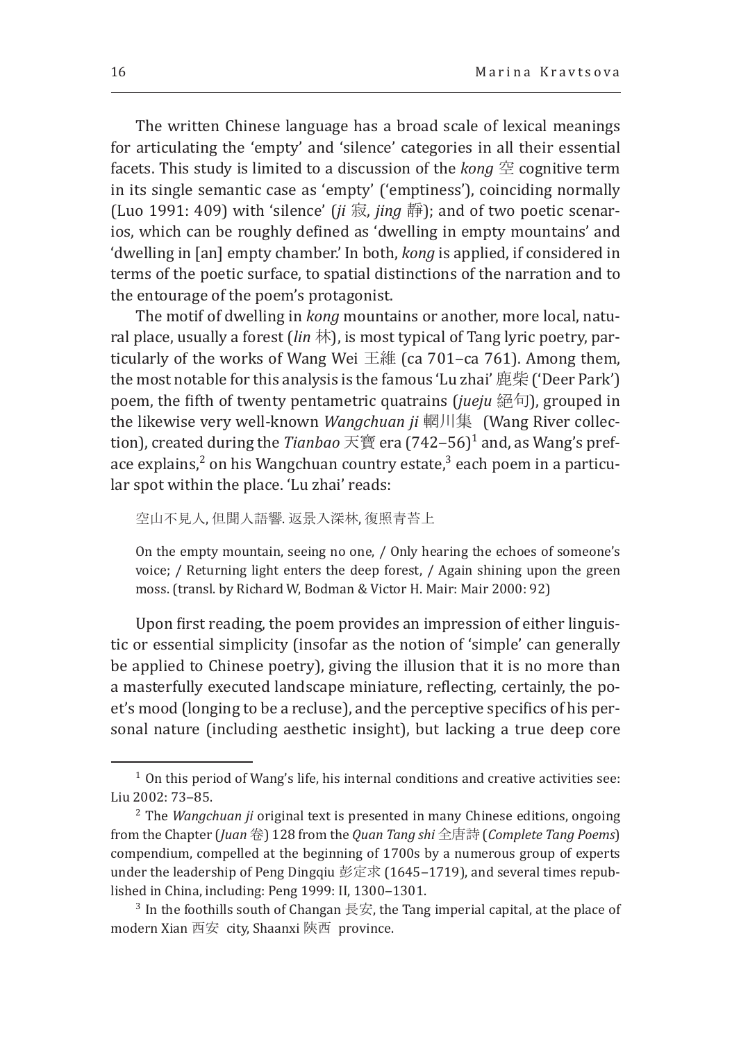The written Chinese language has a broad scale of lexical meanings for articulating the 'empty' and 'silence' categories in all their essential facets. This study is limited to a discussion of the *kong* 空 cognitive term in its single semantic case as 'empty' ('emptiness'), coinciding normally (Luo 1991: 409) with 'silence' (*ji* 寂, *jing* 靜); and of two poetic scenarios, which can be roughly defined as 'dwelling in empty mountains' and 'dwelling in [an] empty chamber.' In both, *kong* is applied, if considered in terms of the poetic surface, to spatial distinctions of the narration and to the entourage of the poem's protagonist.

The motif of dwelling in *kong* mountains or another, more local, natural place, usually a forest (*lin* 林), is most typical of Tang lyric poetry, particularly of the works of Wang Wei 王維 (ca 701–ca 761). Among them, the most notable for this analysis is the famous 'Lu zhai' 鹿柴 ('Deer Park') poem, the fifth of twenty pentametric quatrains (*jueju* 絕句), grouped in the likewise very well-known *Wangchuan ji* 輞川集 (Wang River collection), created during the *Tianbao* 天寶 era (742–56)[1] and, as Wang's preface explains,[2] on his Wangchuan country estate,[3] each poem in a particular spot within the place. 'Lu zhai' reads:

> 空山不見人, 但聞人語響. 返景入深林, 復照青苔上
>
> On the empty mountain, seeing no one, / Only hearing the echoes of someone's voice; / Returning light enters the deep forest, / Again shining upon the green moss. (transl. by Richard W, Bodman & Victor H. Mair: Mair 2000: 92)

Upon first reading, the poem provides an impression of either linguistic or essential simplicity (insofar as the notion of 'simple' can generally be applied to Chinese poetry), giving the illusion that it is no more than a masterfully executed landscape miniature, reflecting, certainly, the poet's mood (longing to be a recluse), and the perceptive specifics of his personal nature (including aesthetic insight), but lacking a true deep core

---

[1] On this period of Wang's life, his internal conditions and creative activities see: Liu 2002: 73–85.

[2] The *Wangchuan ji* original text is presented in many Chinese editions, ongoing from the Chapter (*Juan* 卷) 128 from the *Quan Tang shi* 全唐詩 (*Complete Tang Poems*) compendium, compelled at the beginning of 1700s by a numerous group of experts under the leadership of Peng Dingqiu 彭定求 (1645–1719), and several times republished in China, including: Peng 1999: II, 1300–1301.

[3] In the foothills south of Changan 長安, the Tang imperial capital, at the place of modern Xian 西安 city, Shaanxi 陝西 province.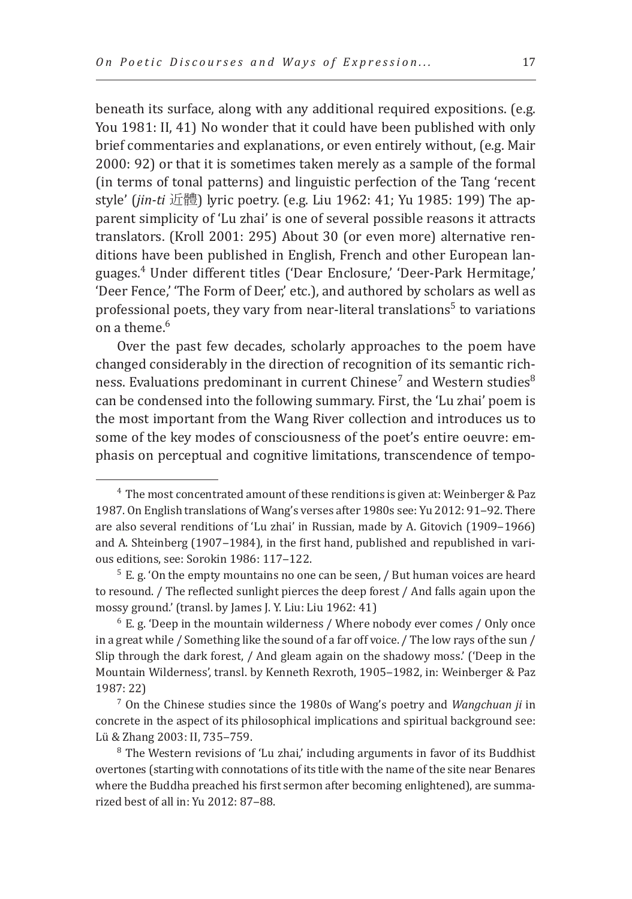beneath its surface, along with any additional required expositions. (e.g. You 1981: II, 41) No wonder that it could have been published with only brief commentaries and explanations, or even entirely without, (e.g. Mair 2000: 92) or that it is sometimes taken merely as a sample of the formal (in terms of tonal patterns) and linguistic perfection of the Tang 'recent style' (*jin-ti* 近體) lyric poetry. (e.g. Liu 1962: 41; Yu 1985: 199) The apparent simplicity of 'Lu zhai' is one of several possible reasons it attracts translators. (Kroll 2001: 295) About 30 (or even more) alternative renditions have been published in English, French and other European languages.[4] Under different titles ('Dear Enclosure,' 'Deer-Park Hermitage,' 'Deer Fence,' 'The Form of Deer,' etc.), and authored by scholars as well as professional poets, they vary from near-literal translations[5] to variations on a theme.[6]

Over the past few decades, scholarly approaches to the poem have changed considerably in the direction of recognition of its semantic richness. Evaluations predominant in current Chinese[7] and Western studies[8] can be condensed into the following summary. First, the 'Lu zhai' poem is the most important from the Wang River collection and introduces us to some of the key modes of consciousness of the poet's entire oeuvre: emphasis on perceptual and cognitive limitations, transcendence of tempo-

---

[4] The most concentrated amount of these renditions is given at: Weinberger & Paz 1987. On English translations of Wang's verses after 1980s see: Yu 2012: 91–92. There are also several renditions of 'Lu zhai' in Russian, made by A. Gitovich (1909–1966) and A. Shteinberg (1907–1984), in the first hand, published and republished in various editions, see: Sorokin 1986: 117–122.

[5] E. g. 'On the empty mountains no one can be seen, / But human voices are heard to resound. / The reflected sunlight pierces the deep forest / And falls again upon the mossy ground.' (transl. by James J. Y. Liu: Liu 1962: 41)

[6] E. g. 'Deep in the mountain wilderness / Where nobody ever comes / Only once in a great while / Something like the sound of a far off voice. / The low rays of the sun / Slip through the dark forest, / And gleam again on the shadowy moss.' ('Deep in the Mountain Wilderness', transl. by Kenneth Rexroth, 1905–1982, in: Weinberger & Paz 1987: 22)

[7] On the Chinese studies since the 1980s of Wang's poetry and *Wangchuan ji* in concrete in the aspect of its philosophical implications and spiritual background see: Lü & Zhang 2003: II, 735–759.

[8] The Western revisions of 'Lu zhai,' including arguments in favor of its Buddhist overtones (starting with connotations of its title with the name of the site near Benares where the Buddha preached his first sermon after becoming enlightened), are summarized best of all in: Yu 2012: 87–88.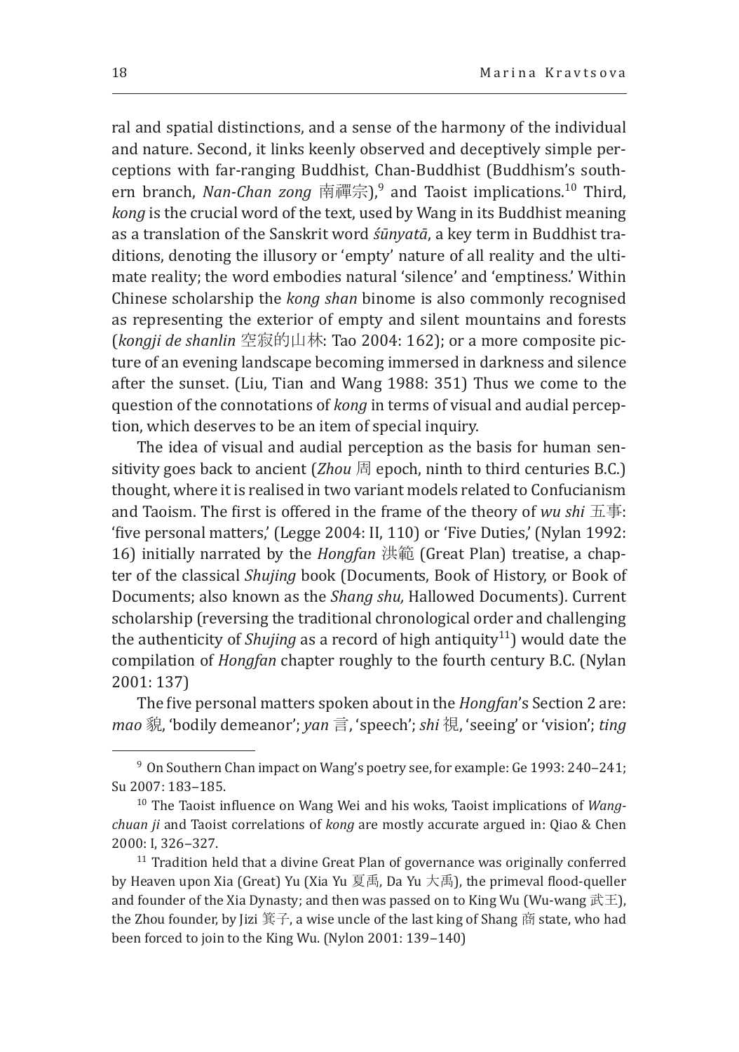ral and spatial distinctions, and a sense of the harmony of the individual and nature. Second, it links keenly observed and deceptively simple perceptions with far-ranging Buddhist, Chan-Buddhist (Buddhism's southern branch, *Nan-Chan zong* 南禪宗),[9] and Taoist implications.[10] Third, *kong* is the crucial word of the text, used by Wang in its Buddhist meaning as a translation of the Sanskrit word *śūnyatā*, a key term in Buddhist traditions, denoting the illusory or 'empty' nature of all reality and the ultimate reality; the word embodies natural 'silence' and 'emptiness.' Within Chinese scholarship the *kong shan* binome is also commonly recognised as representing the exterior of empty and silent mountains and forests (*kongji de shanlin* 空寂的山林: Tao 2004: 162); or a more composite picture of an evening landscape becoming immersed in darkness and silence after the sunset. (Liu, Tian and Wang 1988: 351) Thus we come to the question of the connotations of *kong* in terms of visual and audial perception, which deserves to be an item of special inquiry.

The idea of visual and audial perception as the basis for human sensitivity goes back to ancient (*Zhou* 周 epoch, ninth to third centuries B.C.) thought, where it is realised in two variant models related to Confucianism and Taoism. The first is offered in the frame of the theory of *wu shi* 五事: 'five personal matters,' (Legge 2004: II, 110) or 'Five Duties,' (Nylan 1992: 16) initially narrated by the *Hongfan* 洪範 (Great Plan) treatise, a chapter of the classical *Shujing* book (Documents, Book of History, or Book of Documents; also known as the *Shang shu,* Hallowed Documents). Current scholarship (reversing the traditional chronological order and challenging the authenticity of *Shujing* as a record of high antiquity[11]) would date the compilation of *Hongfan* chapter roughly to the fourth century B.C. (Nylan 2001: 137)

The five personal matters spoken about in the *Hongfan*'s Section 2 are: *mao* 貌, 'bodily demeanor'; *yan* 言, 'speech'; *shi* 視, 'seeing' or 'vision'; *ting*

---

[9] On Southern Chan impact on Wang's poetry see, for example: Ge 1993: 240–241; Su 2007: 183–185.

[10] The Taoist influence on Wang Wei and his woks, Taoist implications of *Wangchuan ji* and Taoist correlations of *kong* are mostly accurate argued in: Qiao & Chen 2000: I, 326–327.

[11] Tradition held that a divine Great Plan of governance was originally conferred by Heaven upon Xia (Great) Yu (Xia Yu 夏禹, Da Yu 大禹), the primeval flood-queller and founder of the Xia Dynasty; and then was passed on to King Wu (Wu-wang 武王), the Zhou founder, by Jizi 箕子, a wise uncle of the last king of Shang 商 state, who had been forced to join to the King Wu. (Nylon 2001: 139–140)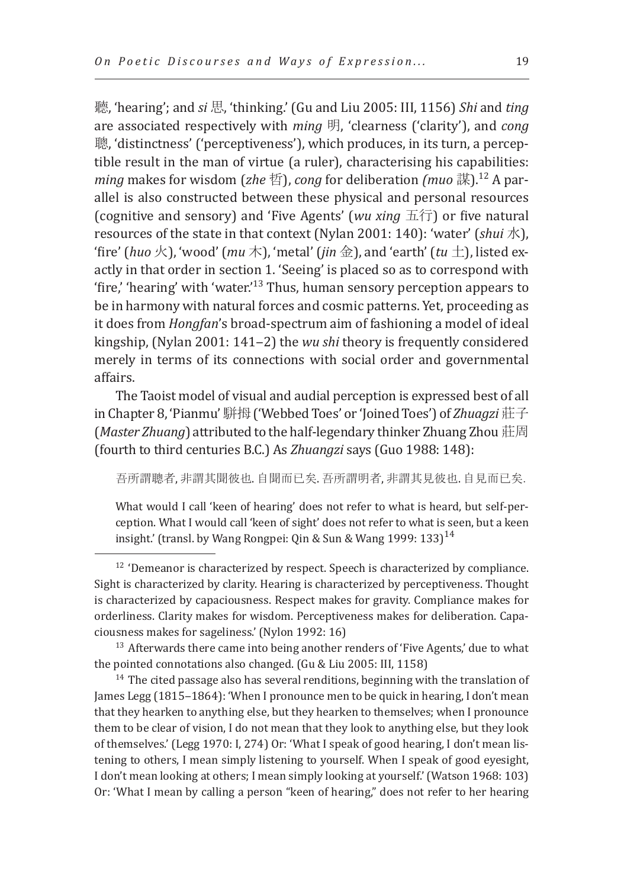聽, 'hearing'; and *si* 思, 'thinking.' (Gu and Liu 2005: III, 1156) *Shi* and *ting* are associated respectively with *ming* 明, 'clearness ('clarity'), and *cong* 聰, 'distinctness' ('perceptiveness'), which produces, in its turn, a perceptible result in the man of virtue (a ruler), characterising his capabilities: *ming* makes for wisdom (*zhe* 哲), *cong* for deliberation *(muo* 謀).[12] A parallel is also constructed between these physical and personal resources (cognitive and sensory) and 'Five Agents' (*wu xing* 五行) or five natural resources of the state in that context (Nylan 2001: 140): 'water' (*shui* 水), 'fire' (*huo* 火), 'wood' (*mu* 木), 'metal' (*jin* 金), and 'earth' (*tu* 土), listed exactly in that order in section 1. 'Seeing' is placed so as to correspond with 'fire,' 'hearing' with 'water.'[13] Thus, human sensory perception appears to be in harmony with natural forces and cosmic patterns. Yet, proceeding as it does from *Hongfan*'s broad-spectrum aim of fashioning a model of ideal kingship, (Nylan 2001: 141–2) the *wu shi* theory is frequently considered merely in terms of its connections with social order and governmental affairs.

The Taoist model of visual and audial perception is expressed best of all in Chapter 8, 'Pianmu' 駢拇 ('Webbed Toes' or 'Joined Toes') of *Zhuagzi* 莊子 (*Master Zhuang*) attributed to the half-legendary thinker Zhuang Zhou 莊周 (fourth to third centuries B.C.) As *Zhuangzi* says (Guo 1988: 148):

> 吾所謂聰者, 非謂其聞彼也. 自聞而已矣. 吾所謂明者, 非謂其見彼也. 自見而已矣.
>
> What would I call 'keen of hearing' does not refer to what is heard, but self-perception. What I would call 'keen of sight' does not refer to what is seen, but a keen insight.' (transl. by Wang Rongpei: Qin & Sun & Wang 1999: 133)[14]

---

[12] 'Demeanor is characterized by respect. Speech is characterized by compliance. Sight is characterized by clarity. Hearing is characterized by perceptiveness. Thought is characterized by capaciousness. Respect makes for gravity. Compliance makes for orderliness. Clarity makes for wisdom. Perceptiveness makes for deliberation. Capaciousness makes for sageliness.' (Nylon 1992: 16)

[13] Afterwards there came into being another renders of 'Five Agents,' due to what the pointed connotations also changed. (Gu & Liu 2005: III, 1158)

[14] The cited passage also has several renditions, beginning with the translation of James Legg (1815–1864): 'When I pronounce men to be quick in hearing, I don't mean that they hearken to anything else, but they hearken to themselves; when I pronounce them to be clear of vision, I do not mean that they look to anything else, but they look of themselves.' (Legg 1970: I, 274) Or: 'What I speak of good hearing, I don't mean listening to others, I mean simply listening to yourself. When I speak of good eyesight, I don't mean looking at others; I mean simply looking at yourself.' (Watson 1968: 103) Or: 'What I mean by calling a person "keen of hearing," does not refer to her hearing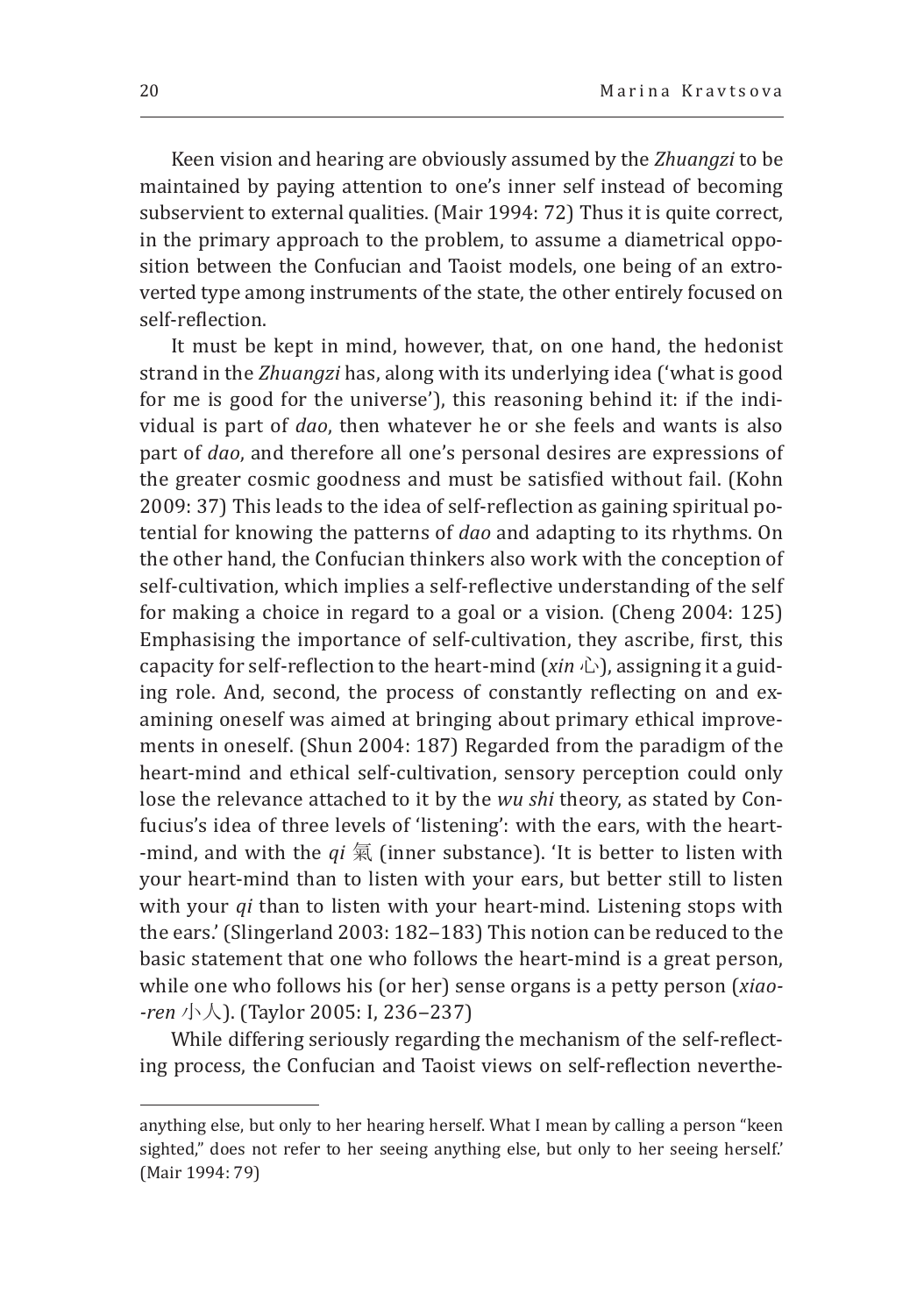Keen vision and hearing are obviously assumed by the *Zhuangzi* to be maintained by paying attention to one's inner self instead of becoming subservient to external qualities. (Mair 1994: 72) Thus it is quite correct, in the primary approach to the problem, to assume a diametrical opposition between the Confucian and Taoist models, one being of an extroverted type among instruments of the state, the other entirely focused on self-reflection.

It must be kept in mind, however, that, on one hand, the hedonist strand in the *Zhuangzi* has, along with its underlying idea ('what is good for me is good for the universe'), this reasoning behind it: if the individual is part of *dao*, then whatever he or she feels and wants is also part of *dao*, and therefore all one's personal desires are expressions of the greater cosmic goodness and must be satisfied without fail. (Kohn 2009: 37) This leads to the idea of self-reflection as gaining spiritual potential for knowing the patterns of *dao* and adapting to its rhythms. On the other hand, the Confucian thinkers also work with the conception of self-cultivation, which implies a self-reflective understanding of the self for making a choice in regard to a goal or a vision. (Cheng 2004: 125) Emphasising the importance of self-cultivation, they ascribe, first, this capacity for self-reflection to the heart-mind (*xin* 心), assigning it a guiding role. And, second, the process of constantly reflecting on and examining oneself was aimed at bringing about primary ethical improvements in oneself. (Shun 2004: 187) Regarded from the paradigm of the heart-mind and ethical self-cultivation, sensory perception could only lose the relevance attached to it by the *wu shi* theory, as stated by Confucius's idea of three levels of 'listening': with the ears, with the heart-mind, and with the *qi* 氣 (inner substance). 'It is better to listen with your heart-mind than to listen with your ears, but better still to listen with your *qi* than to listen with your heart-mind. Listening stops with the ears.' (Slingerland 2003: 182–183) This notion can be reduced to the basic statement that one who follows the heart-mind is a great person, while one who follows his (or her) sense organs is a petty person (*xiao-ren* 小人). (Taylor 2005: I, 236–237)

While differing seriously regarding the mechanism of the self-reflecting process, the Confucian and Taoist views on self-reflection neverthe-

---

anything else, but only to her hearing herself. What I mean by calling a person "keen sighted," does not refer to her seeing anything else, but only to her seeing herself.' (Mair 1994: 79)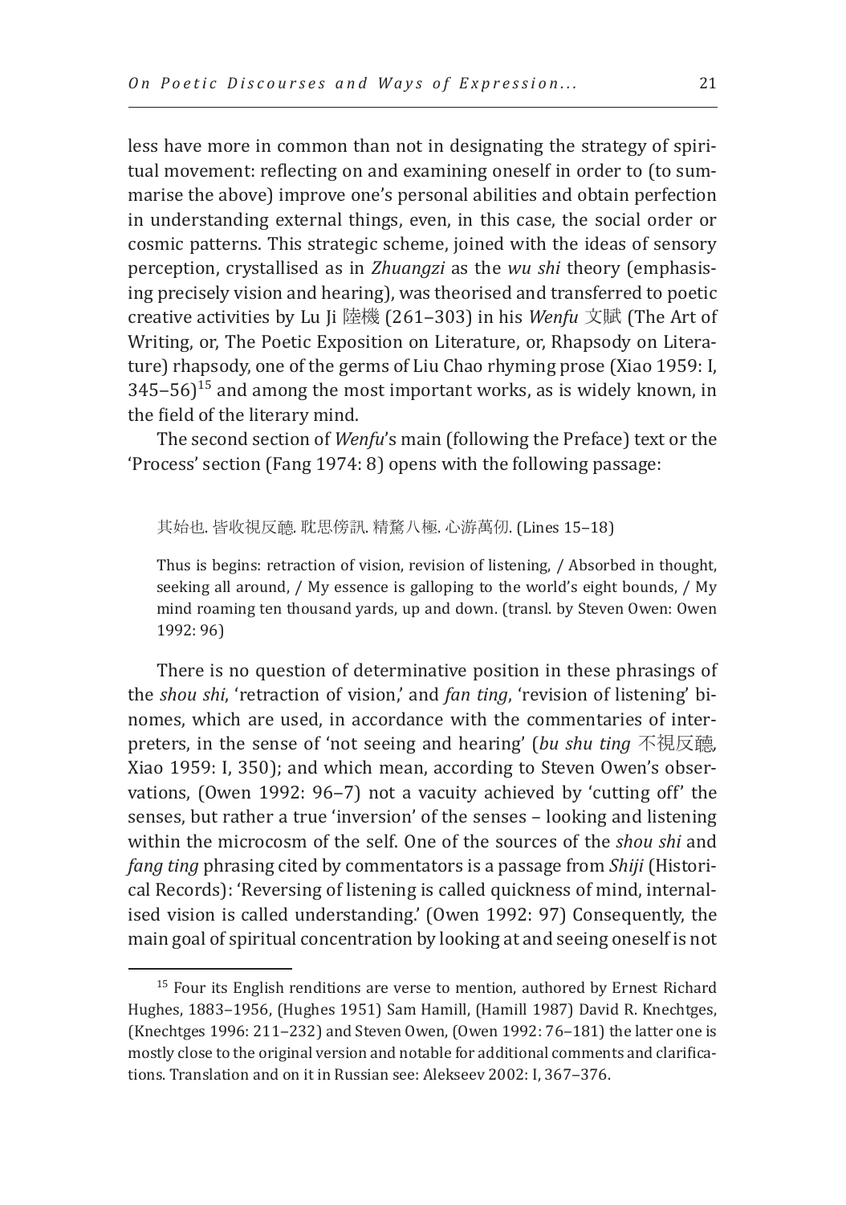less have more in common than not in designating the strategy of spiritual movement: reflecting on and examining oneself in order to (to summarise the above) improve one's personal abilities and obtain perfection in understanding external things, even, in this case, the social order or cosmic patterns. This strategic scheme, joined with the ideas of sensory perception, crystallised as in *Zhuangzi* as the *wu shi* theory (emphasising precisely vision and hearing), was theorised and transferred to poetic creative activities by Lu Ji 陸機 (261–303) in his *Wenfu* 文賦 (The Art of Writing, or, The Poetic Exposition on Literature, or, Rhapsody on Literature) rhapsody, one of the germs of Liu Chao rhyming prose (Xiao 1959: I, 345–56)[15] and among the most important works, as is widely known, in the field of the literary mind.

The second section of *Wenfu*'s main (following the Preface) text or the 'Process' section (Fang 1974: 8) opens with the following passage:

> 其始也. 皆收視反聽. 耽思傍訊. 精騖八極. 心游萬仞. (Lines 15–18)
>
> Thus is begins: retraction of vision, revision of listening, / Absorbed in thought, seeking all around, / My essence is galloping to the world's eight bounds, / My mind roaming ten thousand yards, up and down. (transl. by Steven Owen: Owen 1992: 96)

There is no question of determinative position in these phrasings of the *shou shi*, 'retraction of vision,' and *fan ting*, 'revision of listening' binomes, which are used, in accordance with the commentaries of interpreters, in the sense of 'not seeing and hearing' (*bu shu ting* 不視反聽, Xiao 1959: I, 350); and which mean, according to Steven Owen's observations, (Owen 1992: 96–7) not a vacuity achieved by 'cutting off' the senses, but rather a true 'inversion' of the senses – looking and listening within the microcosm of the self. One of the sources of the *shou shi* and *fang ting* phrasing cited by commentators is a passage from *Shiji* (Historical Records): 'Reversing of listening is called quickness of mind, internalised vision is called understanding.' (Owen 1992: 97) Consequently, the main goal of spiritual concentration by looking at and seeing oneself is not

---

[15] Four its English renditions are verse to mention, authored by Ernest Richard Hughes, 1883–1956, (Hughes 1951) Sam Hamill, (Hamill 1987) David R. Knechtges, (Knechtges 1996: 211–232) and Steven Owen, (Owen 1992: 76–181) the latter one is mostly close to the original version and notable for additional comments and clarifications. Translation and on it in Russian see: Alekseev 2002: I, 367–376.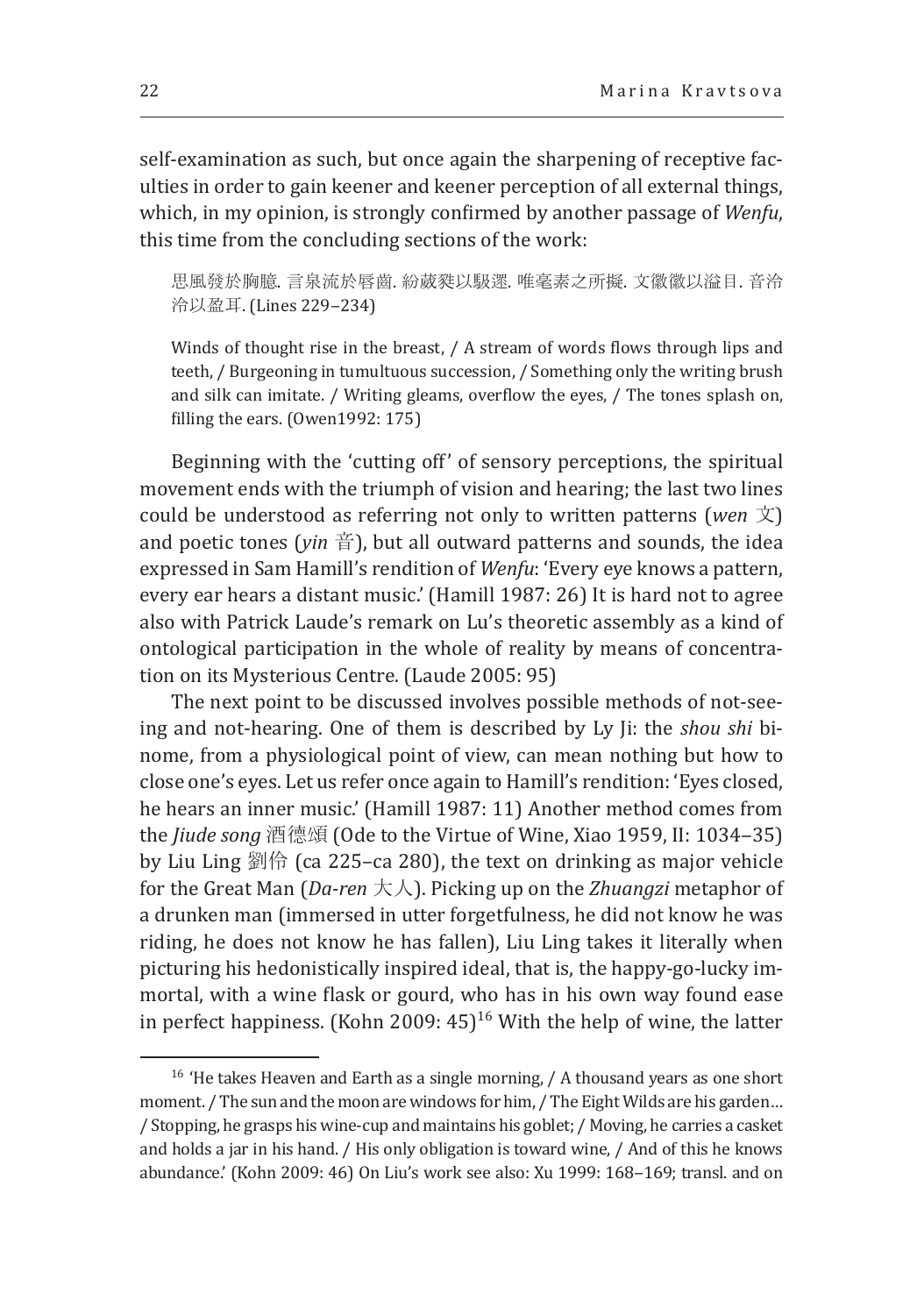self-examination as such, but once again the sharpening of receptive faculties in order to gain keener and keener perception of all external things, which, in my opinion, is strongly confirmed by another passage of *Wenfu*, this time from the concluding sections of the work:

> 思風發於胸臆. 言泉流於唇齒. 紛葳蕤以馺遝. 唯毫素之所擬. 文徽徽以溢目. 音泠泠以盈耳. (Lines 229–234)
>
> Winds of thought rise in the breast, / A stream of words flows through lips and teeth, / Burgeoning in tumultuous succession, / Something only the writing brush and silk can imitate. / Writing gleams, overflow the eyes, / The tones splash on, filling the ears. (Owen1992: 175)

Beginning with the 'cutting off' of sensory perceptions, the spiritual movement ends with the triumph of vision and hearing; the last two lines could be understood as referring not only to written patterns (*wen* 文) and poetic tones (*yin* 音), but all outward patterns and sounds, the idea expressed in Sam Hamill's rendition of *Wenfu*: 'Every eye knows a pattern, every ear hears a distant music.' (Hamill 1987: 26) It is hard not to agree also with Patrick Laude's remark on Lu's theoretic assembly as a kind of ontological participation in the whole of reality by means of concentration on its Mysterious Centre. (Laude 2005: 95)

The next point to be discussed involves possible methods of not-seeing and not-hearing. One of them is described by Ly Ji: the *shou shi* binome, from a physiological point of view, can mean nothing but how to close one's eyes. Let us refer once again to Hamill's rendition: 'Eyes closed, he hears an inner music.' (Hamill 1987: 11) Another method comes from the *Jiude song* 酒德頌 (Ode to the Virtue of Wine, Xiao 1959, II: 1034–35) by Liu Ling 劉伶 (ca 225–ca 280), the text on drinking as major vehicle for the Great Man (*Da-ren* 大人). Picking up on the *Zhuangzi* metaphor of a drunken man (immersed in utter forgetfulness, he did not know he was riding, he does not know he has fallen), Liu Ling takes it literally when picturing his hedonistically inspired ideal, that is, the happy-go-lucky immortal, with a wine flask or gourd, who has in his own way found ease in perfect happiness. (Kohn 2009: 45)[16] With the help of wine, the latter

[16] 'He takes Heaven and Earth as a single morning, / A thousand years as one short moment. / The sun and the moon are windows for him, / The Eight Wilds are his garden… / Stopping, he grasps his wine-cup and maintains his goblet; / Moving, he carries a casket and holds a jar in his hand. / His only obligation is toward wine, / And of this he knows abundance.' (Kohn 2009: 46) On Liu's work see also: Xu 1999: 168–169; transl. and on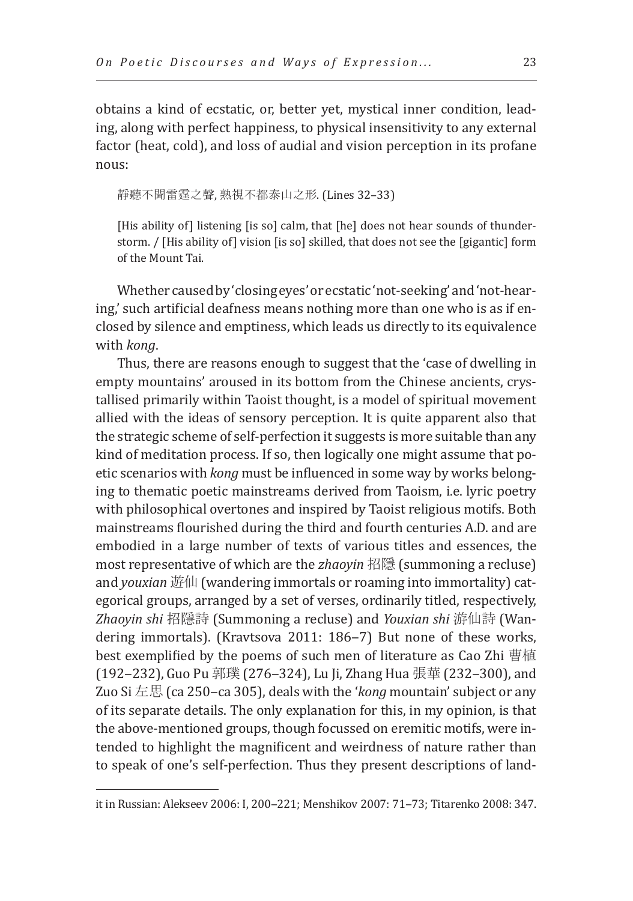obtains a kind of ecstatic, or, better yet, mystical inner condition, leading, along with perfect happiness, to physical insensitivity to any external factor (heat, cold), and loss of audial and vision perception in its profane nous:

> 靜聽不聞雷霆之聲, 熟視不都泰山之形. (Lines 32–33)
>
> [His ability of] listening [is so] calm, that [he] does not hear sounds of thunderstorm. / [His ability of] vision [is so] skilled, that does not see the [gigantic] form of the Mount Tai.

Whether caused by 'closing eyes' or ecstatic 'not-seeking' and 'not-hearing,' such artificial deafness means nothing more than one who is as if enclosed by silence and emptiness, which leads us directly to its equivalence with *kong*.

Thus, there are reasons enough to suggest that the 'case of dwelling in empty mountains' aroused in its bottom from the Chinese ancients, crystallised primarily within Taoist thought, is a model of spiritual movement allied with the ideas of sensory perception. It is quite apparent also that the strategic scheme of self-perfection it suggests is more suitable than any kind of meditation process. If so, then logically one might assume that poetic scenarios with *kong* must be influenced in some way by works belonging to thematic poetic mainstreams derived from Taoism, i.e. lyric poetry with philosophical overtones and inspired by Taoist religious motifs. Both mainstreams flourished during the third and fourth centuries A.D. and are embodied in a large number of texts of various titles and essences, the most representative of which are the *zhaoyin* 招隱 (summoning a recluse) and *youxian* 遊仙 (wandering immortals or roaming into immortality) categorical groups, arranged by a set of verses, ordinarily titled, respectively, *Zhaoyin shi* 招隱詩 (Summoning a recluse) and *Youxian shi* 游仙詩 (Wandering immortals). (Kravtsova 2011: 186–7) But none of these works, best exemplified by the poems of such men of literature as Cao Zhi 曹植 (192–232), Guo Pu 郭璞 (276–324), Lu Ji, Zhang Hua 張華 (232–300), and Zuo Si 左思 (ca 250–ca 305), deals with the '*kong* mountain' subject or any of its separate details. The only explanation for this, in my opinion, is that the above-mentioned groups, though focussed on eremitic motifs, were intended to highlight the magnificent and weirdness of nature rather than to speak of one's self-perfection. Thus they present descriptions of land-

---

it in Russian: Alekseev 2006: I, 200–221; Menshikov 2007: 71–73; Titarenko 2008: 347.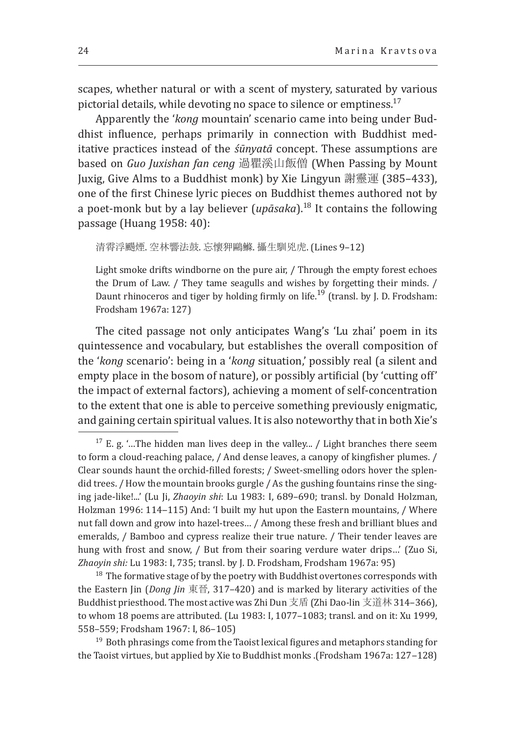scapes, whether natural or with a scent of mystery, saturated by various pictorial details, while devoting no space to silence or emptiness.[17]

Apparently the '*kong* mountain' scenario came into being under Buddhist influence, perhaps primarily in connection with Buddhist meditative practices instead of the *śūnyatā* concept. These assumptions are based on *Guo Juxishan fan ceng* 過瞿溪山飯僧 (When Passing by Mount Juxig, Give Alms to a Buddhist monk) by Xie Lingyun 謝靈運 (385–433), one of the first Chinese lyric pieces on Buddhist themes authored not by a poet-monk but by a lay believer (*upāsaka*).[18] It contains the following passage (Huang 1958: 40):

清霄浮飆煙. 空林響法鼓. 忘懷狎鷗鯈. 攝生馴兕虎. (Lines 9–12)

Light smoke drifts windborne on the pure air, / Through the empty forest echoes the Drum of Law. / They tame seagulls and wishes by forgetting their minds. / Daunt rhinoceros and tiger by holding firmly on life.[19] (transl. by J. D. Frodsham: Frodsham 1967a: 127)

The cited passage not only anticipates Wang's 'Lu zhai' poem in its quintessence and vocabulary, but establishes the overall composition of the '*kong* scenario': being in a '*kong* situation,' possibly real (a silent and empty place in the bosom of nature), or possibly artificial (by 'cutting off' the impact of external factors), achieving a moment of self-concentration to the extent that one is able to perceive something previously enigmatic, and gaining certain spiritual values. It is also noteworthy that in both Xie's

---

[17] E. g. '...The hidden man lives deep in the valley... / Light branches there seem to form a cloud-reaching palace, / And dense leaves, a canopy of kingfisher plumes. / Clear sounds haunt the orchid-filled forests; / Sweet-smelling odors hover the splendid trees. / How the mountain brooks gurgle / As the gushing fountains rinse the singing jade-like!...' (Lu Ji, *Zhaoyin shi*: Lu 1983: I, 689–690; transl. by Donald Holzman, Holzman 1996: 114–115) And: 'I built my hut upon the Eastern mountains, / Where nut fall down and grow into hazel-trees… / Among these fresh and brilliant blues and emeralds, / Bamboo and cypress realize their true nature. / Their tender leaves are hung with frost and snow, / But from their soaring verdure water drips…' (Zuo Si, *Zhaoyin shi:* Lu 1983: I, 735; transl. by J. D. Frodsham, Frodsham 1967a: 95)

[18] The formative stage of by the poetry with Buddhist overtones corresponds with the Eastern Jin (*Dong Jin* 東晉, 317–420) and is marked by literary activities of the Buddhist priesthood. The most active was Zhi Dun 支盾 (Zhi Dao-lin 支道林 314–366), to whom 18 poems are attributed. (Lu 1983: I, 1077–1083; transl. and on it: Xu 1999, 558–559; Frodsham 1967: I, 86–105)

[19] Both phrasings come from the Taoist lexical figures and metaphors standing for the Taoist virtues, but applied by Xie to Buddhist monks .(Frodsham 1967a: 127–128)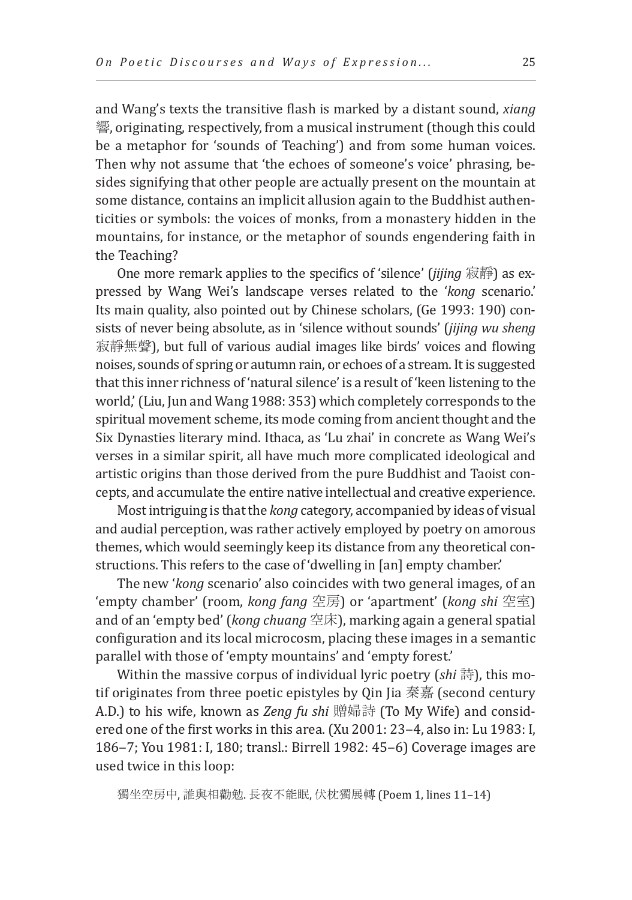and Wang's texts the transitive flash is marked by a distant sound, *xiang* 響, originating, respectively, from a musical instrument (though this could be a metaphor for 'sounds of Teaching') and from some human voices. Then why not assume that 'the echoes of someone's voice' phrasing, besides signifying that other people are actually present on the mountain at some distance, contains an implicit allusion again to the Buddhist authenticities or symbols: the voices of monks, from a monastery hidden in the mountains, for instance, or the metaphor of sounds engendering faith in the Teaching?

One more remark applies to the specifics of 'silence' (*jijing* 寂靜) as expressed by Wang Wei's landscape verses related to the '*kong* scenario.' Its main quality, also pointed out by Chinese scholars, (Ge 1993: 190) consists of never being absolute, as in 'silence without sounds' (*jijing wu sheng* 寂靜無聲), but full of various audial images like birds' voices and flowing noises, sounds of spring or autumn rain, or echoes of a stream. It is suggested that this inner richness of 'natural silence' is a result of 'keen listening to the world,' (Liu, Jun and Wang 1988: 353) which completely corresponds to the spiritual movement scheme, its mode coming from ancient thought and the Six Dynasties literary mind. Ithaca, as 'Lu zhai' in concrete as Wang Wei's verses in a similar spirit, all have much more complicated ideological and artistic origins than those derived from the pure Buddhist and Taoist concepts, and accumulate the entire native intellectual and creative experience.

Most intriguing is that the *kong* category, accompanied by ideas of visual and audial perception, was rather actively employed by poetry on amorous themes, which would seemingly keep its distance from any theoretical constructions. This refers to the case of 'dwelling in [an] empty chamber.'

The new '*kong* scenario' also coincides with two general images, of an 'empty chamber' (room, *kong fang* 空房) or 'apartment' (*kong shi* 空室) and of an 'empty bed' (*kong chuang* 空床), marking again a general spatial configuration and its local microcosm, placing these images in a semantic parallel with those of 'empty mountains' and 'empty forest.'

Within the massive corpus of individual lyric poetry (*shi* 詩), this motif originates from three poetic epistyles by Qin Jia 秦嘉 (second century A.D.) to his wife, known as *Zeng fu shi* 贈婦詩 (To My Wife) and considered one of the first works in this area. (Xu 2001: 23–4, also in: Lu 1983: I, 186–7; You 1981: I, 180; transl.: Birrell 1982: 45–6) Coverage images are used twice in this loop:

獨坐空房中, 誰與相勸勉. 長夜不能眠, 伏枕獨展轉 (Poem 1, lines 11–14)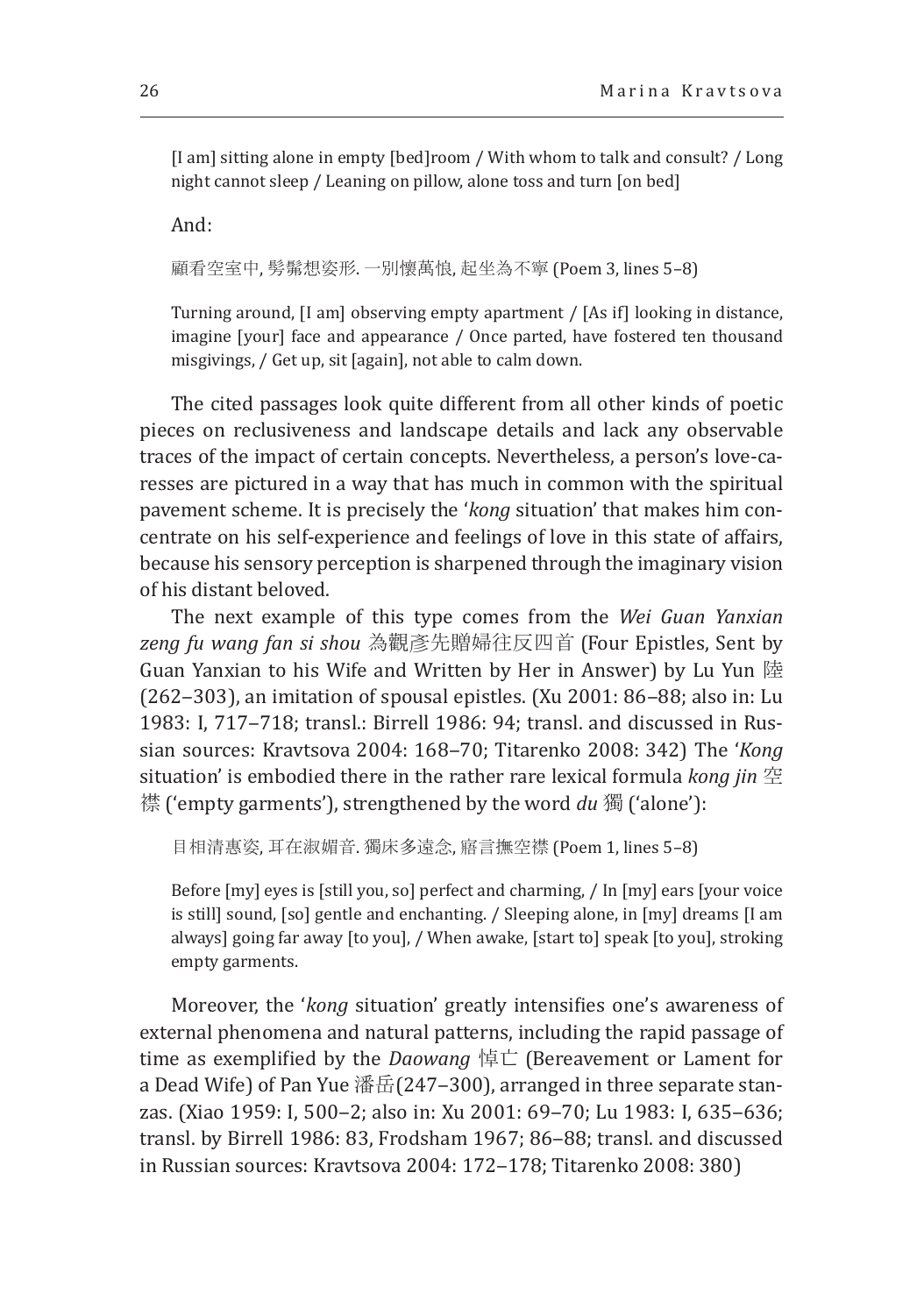[I am] sitting alone in empty [bed]room / With whom to talk and consult? / Long night cannot sleep / Leaning on pillow, alone toss and turn [on bed]

And:

顧看空室中, 髣髴想姿形. 一別懷萬恨, 起坐為不寧 (Poem 3, lines 5–8)

Turning around, [I am] observing empty apartment / [As if] looking in distance, imagine [your] face and appearance / Once parted, have fostered ten thousand misgivings, / Get up, sit [again], not able to calm down.

The cited passages look quite different from all other kinds of poetic pieces on reclusiveness and landscape details and lack any observable traces of the impact of certain concepts. Nevertheless, a person's love-caresses are pictured in a way that has much in common with the spiritual pavement scheme. It is precisely the '*kong* situation' that makes him concentrate on his self-experience and feelings of love in this state of affairs, because his sensory perception is sharpened through the imaginary vision of his distant beloved.

The next example of this type comes from the *Wei Guan Yanxian zeng fu wang fan si shou* 為觀彥先贈婦往反四首 (Four Epistles, Sent by Guan Yanxian to his Wife and Written by Her in Answer) by Lu Yun 陸 (262–303), an imitation of spousal epistles. (Xu 2001: 86–88; also in: Lu 1983: I, 717–718; transl.: Birrell 1986: 94; transl. and discussed in Russian sources: Kravtsova 2004: 168–70; Titarenko 2008: 342) The '*Kong* situation' is embodied there in the rather rare lexical formula *kong jin* 空襟 ('empty garments'), strengthened by the word *du* 獨 ('alone'):

目相清惠姿, 耳在淑媚音. 獨床多遠念, 寤言撫空襟 (Poem 1, lines 5–8)

Before [my] eyes is [still you, so] perfect and charming, / In [my] ears [your voice is still] sound, [so] gentle and enchanting. / Sleeping alone, in [my] dreams [I am always] going far away [to you], / When awake, [start to] speak [to you], stroking empty garments.

Moreover, the '*kong* situation' greatly intensifies one's awareness of external phenomena and natural patterns, including the rapid passage of time as exemplified by the *Daowang* 悼亡 (Bereavement or Lament for a Dead Wife) of Pan Yue 潘岳(247–300), arranged in three separate stanzas. (Xiao 1959: I, 500–2; also in: Xu 2001: 69–70; Lu 1983: I, 635–636; transl. by Birrell 1986: 83, Frodsham 1967; 86–88; transl. and discussed in Russian sources: Kravtsova 2004: 172–178; Titarenko 2008: 380)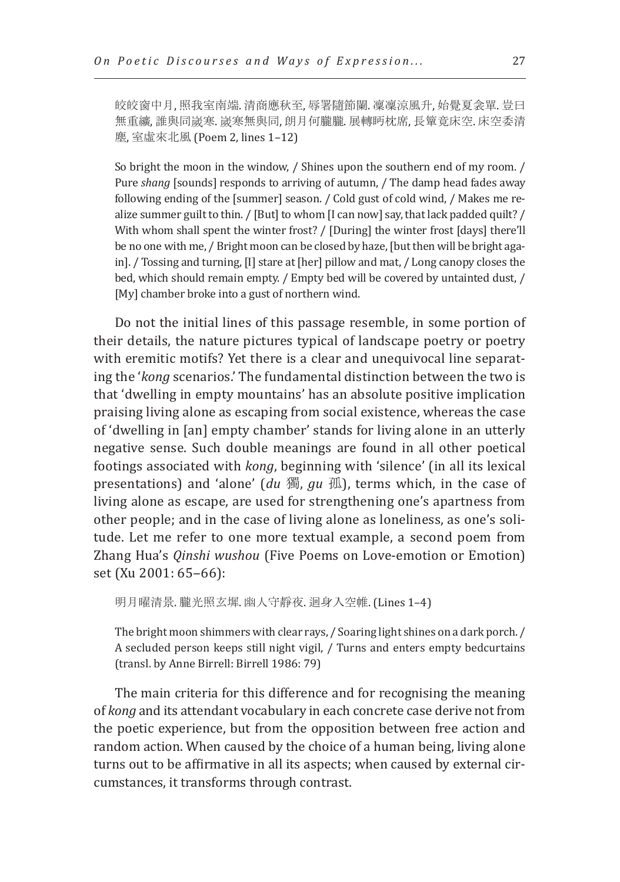皎皎窗中月, 照我室南端. 清商應秋至, 辱署隨節闌. 凜凜涼風升, 始覺夏衾單. 豈曰無重纊, 誰與同歲寒. 歲寒無與同, 朗月何朧朧. 展轉眄枕席, 長簟竟床空. 床空委清塵, 室虛來北風 (Poem 2, lines 1–12)

So bright the moon in the window, / Shines upon the southern end of my room. / Pure *shang* [sounds] responds to arriving of autumn, / The damp head fades away following ending of the [summer] season. / Cold gust of cold wind, / Makes me realize summer guilt to thin. / [But] to whom [I can now] say, that lack padded quilt? / With whom shall spent the winter frost? / [During] the winter frost [days] there'll be no one with me, / Bright moon can be closed by haze, [but then will be bright again]. / Tossing and turning, [I] stare at [her] pillow and mat, / Long canopy closes the bed, which should remain empty. / Empty bed will be covered by untainted dust, / [My] chamber broke into a gust of northern wind.

Do not the initial lines of this passage resemble, in some portion of their details, the nature pictures typical of landscape poetry or poetry with eremitic motifs? Yet there is a clear and unequivocal line separating the '*kong* scenarios.' The fundamental distinction between the two is that 'dwelling in empty mountains' has an absolute positive implication praising living alone as escaping from social existence, whereas the case of 'dwelling in [an] empty chamber' stands for living alone in an utterly negative sense. Such double meanings are found in all other poetical footings associated with *kong*, beginning with 'silence' (in all its lexical presentations) and 'alone' (*du* 獨, *gu* 孤), terms which, in the case of living alone as escape, are used for strengthening one's apartness from other people; and in the case of living alone as loneliness, as one's solitude. Let me refer to one more textual example, a second poem from Zhang Hua's *Qinshi wushou* (Five Poems on Love-emotion or Emotion) set (Xu 2001: 65–66):

明月曜清景. 朧光照玄墀. 幽人守靜夜. 迴身入空帷. (Lines 1–4)

The bright moon shimmers with clear rays, / Soaring light shines on a dark porch. / A secluded person keeps still night vigil, / Turns and enters empty bedcurtains (transl. by Anne Birrell: Birrell 1986: 79)

The main criteria for this difference and for recognising the meaning of *kong* and its attendant vocabulary in each concrete case derive not from the poetic experience, but from the opposition between free action and random action. When caused by the choice of a human being, living alone turns out to be affirmative in all its aspects; when caused by external circumstances, it transforms through contrast.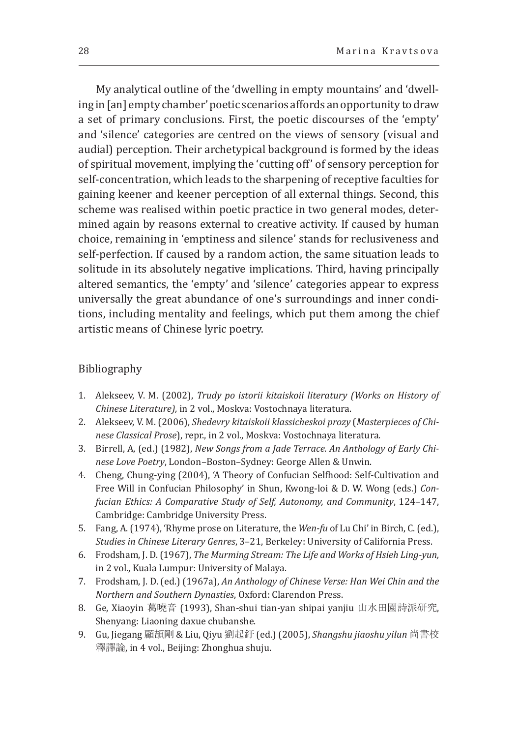My analytical outline of the 'dwelling in empty mountains' and 'dwelling in [an] empty chamber' poetic scenarios affords an opportunity to draw a set of primary conclusions. First, the poetic discourses of the 'empty' and 'silence' categories are centred on the views of sensory (visual and audial) perception. Their archetypical background is formed by the ideas of spiritual movement, implying the 'cutting off' of sensory perception for self-concentration, which leads to the sharpening of receptive faculties for gaining keener and keener perception of all external things. Second, this scheme was realised within poetic practice in two general modes, determined again by reasons external to creative activity. If caused by human choice, remaining in 'emptiness and silence' stands for reclusiveness and self-perfection. If caused by a random action, the same situation leads to solitude in its absolutely negative implications. Third, having principally altered semantics, the 'empty' and 'silence' categories appear to express universally the great abundance of one's surroundings and inner conditions, including mentality and feelings, which put them among the chief artistic means of Chinese lyric poetry.

## Bibliography

1. Alekseev, V. M. (2002), *Trudy po istorii kitaiskoii literatury (Works on History of Chinese Literature),* in 2 vol., Moskva: Vostochnaya literatura.
2. Alekseev, V. M. (2006), *Shedevry kitaiskoii klassicheskoi prozy* (*Masterpieces of Chinese Classical Prose*), repr., in 2 vol., Moskva: Vostochnaya literatura.
3. Birrell, A, (ed.) (1982), *New Songs from a Jade Terrace. An Anthology of Early Chinese Love Poetry*, London–Boston–Sydney: George Allen & Unwin.
4. Cheng, Chung-ying (2004), 'A Theory of Confucian Selfhood: Self-Cultivation and Free Will in Confucian Philosophy' in Shun, Kwong-loi & D. W. Wong (eds.) *Confucian Ethics: A Comparative Study of Self, Autonomy, and Community*, 124–147, Cambridge: Cambridge University Press.
5. Fang, A. (1974), 'Rhyme prose on Literature, the *Wen-fu* of Lu Chi' in Birch, C. (ed.), *Studies in Chinese Literary Genres*, 3–21, Berkeley: University of California Press.
6. Frodsham, J. D. (1967), *The Murming Stream: The Life and Works of Hsieh Ling-yun,* in 2 vol., Kuala Lumpur: University of Malaya.
7. Frodsham, J. D. (ed.) (1967a), *An Anthology of Chinese Verse: Han Wei Chin and the Northern and Southern Dynasties*, Oxford: Clarendon Press.
8. Ge, Xiaoyin 葛曉音 (1993), Shan-shui tian-yan shipai yanjiu 山水田園詩派研究, Shenyang: Liaoning daxue chubanshe.
9. Gu, Jiegang 顧頡剛 & Liu, Qiyu 劉起釪 (ed.) (2005), *Shangshu jiaoshu yilun* 尚書校釋譯論, in 4 vol., Beijing: Zhonghua shuju.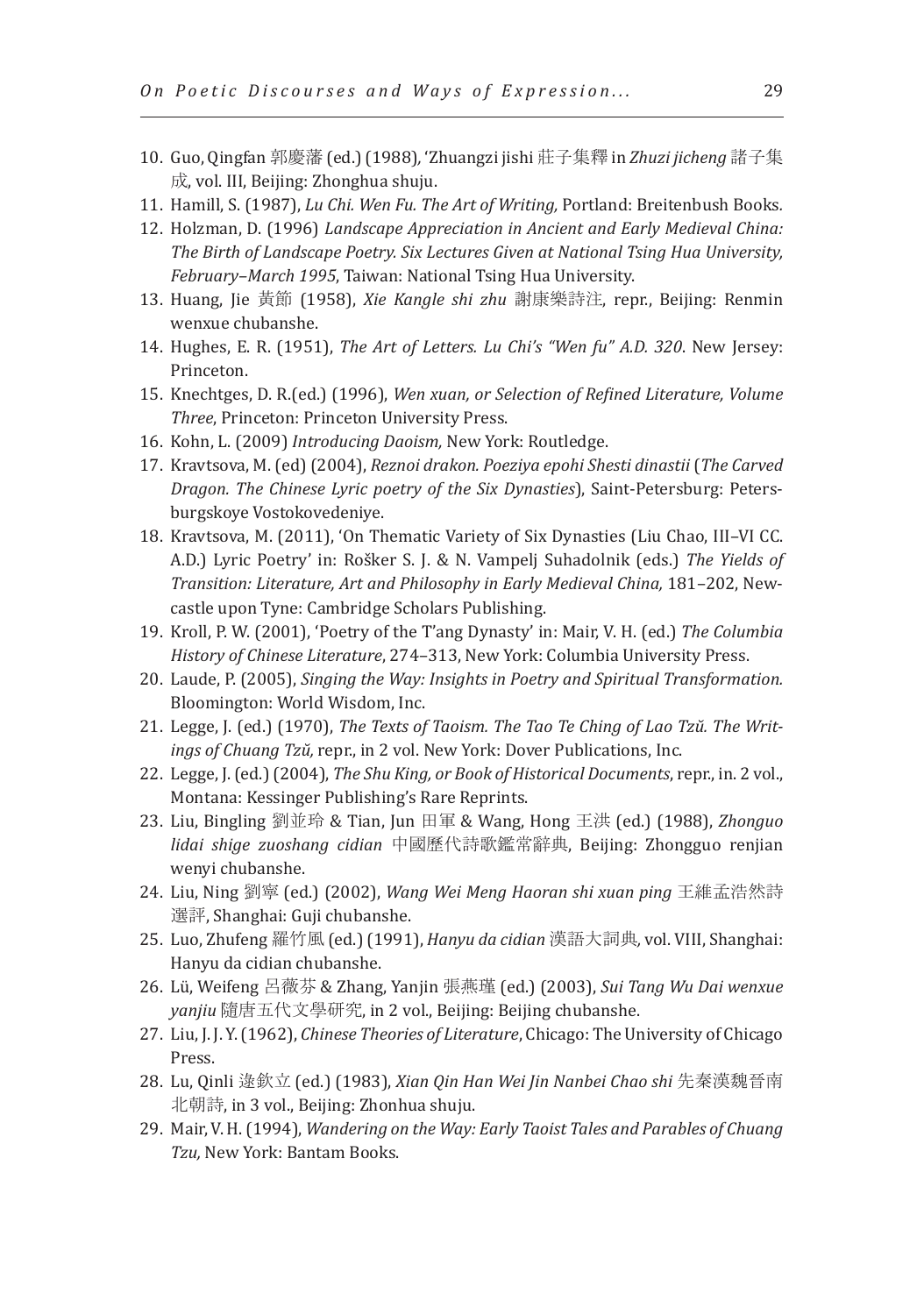10. Guo, Qingfan 郭慶藩 (ed.) (1988), 'Zhuangzi jishi 莊子集釋 in *Zhuzi jicheng* 諸子集成, vol. III, Beijing: Zhonghua shuju.
11. Hamill, S. (1987), *Lu Chi. Wen Fu. The Art of Writing,* Portland: Breitenbush Books.
12. Holzman, D. (1996) *Landscape Appreciation in Ancient and Early Medieval China: The Birth of Landscape Poetry. Six Lectures Given at National Tsing Hua University, February–March 1995*, Taiwan: National Tsing Hua University.
13. Huang, Jie 黃節 (1958), *Xie Kangle shi zhu* 謝康樂詩注, repr., Beijing: Renmin wenxue chubanshe.
14. Hughes, E. R. (1951), *The Art of Letters. Lu Chi's "Wen fu" A.D. 320*. New Jersey: Princeton.
15. Knechtges, D. R.(ed.) (1996), *Wen xuan, or Selection of Refined Literature, Volume Three*, Princeton: Princeton University Press.
16. Kohn, L. (2009) *Introducing Daoism,* New York: Routledge.
17. Kravtsova, M. (ed) (2004), *Reznoi drakon. Poeziya epohi Shesti dinastii* (*The Carved Dragon. The Chinese Lyric poetry of the Six Dynasties*), Saint-Petersburg: Petersburgskoye Vostokovedeniye.
18. Kravtsova, M. (2011), 'On Thematic Variety of Six Dynasties (Liu Chao, III–VI CC. A.D.) Lyric Poetry' in: Rošker S. J. & N. Vampelj Suhadolnik (eds.) *The Yields of Transition: Literature, Art and Philosophy in Early Medieval China,* 181–202, Newcastle upon Tyne: Cambridge Scholars Publishing.
19. Kroll, P. W. (2001), 'Poetry of the T'ang Dynasty' in: Mair, V. H. (ed.) *The Columbia History of Chinese Literature*, 274–313, New York: Columbia University Press.
20. Laude, P. (2005), *Singing the Way: Insights in Poetry and Spiritual Transformation.* Bloomington: World Wisdom, Inc.
21. Legge, J. (ed.) (1970), *The Texts of Taoism. The Tao Te Ching of Lao Tzŭ. The Writings of Chuang Tzŭ,* repr., in 2 vol. New York: Dover Publications, Inc.
22. Legge, J. (ed.) (2004), *The Shu King, or Book of Historical Documents*, repr., in. 2 vol., Montana: Kessinger Publishing's Rare Reprints.
23. Liu, Bingling 劉並玲 & Tian, Jun 田軍 & Wang, Hong 王洪 (ed.) (1988), *Zhonguo lidai shige zuoshang cidian* 中國歷代詩歌鑑常辭典, Beijing: Zhongguo renjian wenyi chubanshe.
24. Liu, Ning 劉寧 (ed.) (2002), *Wang Wei Meng Haoran shi xuan ping* 王維孟浩然詩選評, Shanghai: Guji chubanshe.
25. Luo, Zhufeng 羅竹風 (ed.) (1991), *Hanyu da cidian* 漢語大詞典, vol. VIII, Shanghai: Hanyu da cidian chubanshe.
26. Lü, Weifeng 呂薇芬 & Zhang, Yanjin 張燕瑾 (ed.) (2003), *Sui Tang Wu Dai wenxue yanjiu* 隨唐五代文學研究, in 2 vol., Beijing: Beijing chubanshe.
27. Liu, J. J. Y. (1962), *Chinese Theories of Literature*, Chicago: The University of Chicago Press.
28. Lu, Qinli 逯欽立 (ed.) (1983), *Xian Qin Han Wei Jin Nanbei Chao shi* 先秦漢魏晉南北朝詩, in 3 vol., Beijing: Zhonhua shuju.
29. Mair, V. H. (1994), *Wandering on the Way: Early Taoist Tales and Parables of Chuang Tzu,* New York: Bantam Books.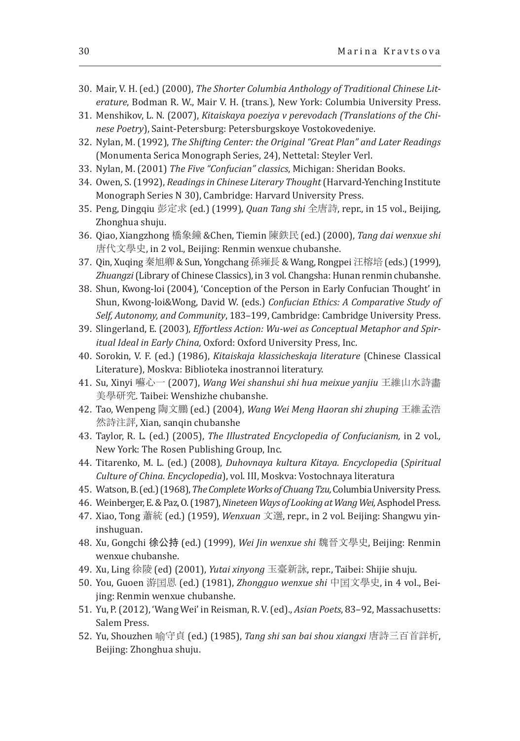30. Mair, V. H. (ed.) (2000), *The Shorter Columbia Anthology of Traditional Chinese Literature*, Bodman R. W., Mair V. H. (trans.), New York: Columbia University Press.
31. Menshikov, L. N. (2007), *Kitaiskaya poeziya v perevodach (Translations of the Chinese Poetry*), Saint-Petersburg: Petersburgskoye Vostokovedeniye.
32. Nylan, M. (1992), *The Shifting Center: the Original "Great Plan" and Later Readings* (Monumenta Serica Monograph Series, 24), Nettetal: Steyler Verl.
33. Nylan, M. (2001) *The Five "Confucian" classics*, Michigan: Sheridan Books.
34. Owen, S. (1992), *Readings in Chinese Literary Thought* (Harvard-Yenching Institute Monograph Series N 30), Cambridge: Harvard University Press.
35. Peng, Dingqiu 彭定求 (ed.) (1999), *Quan Tang shi* 全唐詩, repr., in 15 vol., Beijing, Zhonghua shuju.
36. Qiao, Xiangzhong 橋象鐘 &Chen, Tiemin 陳鉄民 (ed.) (2000), *Tang dai wenxue shi* 唐代文學史, in 2 vol., Beijing: Renmin wenxue chubanshe.
37. Qin, Xuqing 秦旭卿 & Sun, Yongchang 孫雍長 & Wang, Rongpei 汪榕培 (eds.) (1999), *Zhuangzi* (Library of Chinese Classics), in 3 vol. Changsha: Hunan renmin chubanshe.
38. Shun, Kwong-loi (2004), 'Conception of the Person in Early Confucian Thought' in Shun, Kwong-loi&Wong, David W. (eds.) *Confucian Ethics: A Comparative Study of Self, Autonomy, and Community*, 183–199, Cambridge: Cambridge University Press.
39. Slingerland, E. (2003), *Effortless Action: Wu-wei as Conceptual Metaphor and Spiritual Ideal in Early China,* Oxford: Oxford University Press, Inc.
40. Sorokin, V. F. (ed.) (1986), *Kitaiskaja klassicheskaja literature* (Chinese Classical Literature), Moskva: Biblioteka inostrannoi literatury.
41. Su, Xinyi 噈心一 (2007), *Wang Wei shanshui shi hua meixue yanjiu* 王維山水詩畫美學研究. Taibei: Wenshizhe chubanshe.
42. Tao, Wenpeng 陶文鵬 (ed.) (2004), *Wang Wei Meng Haoran shi zhuping* 王維孟浩然詩注評, Xian, sanqin chubanshe
43. Taylor, R. L. (ed.) (2005), *The Illustrated Encyclopedia of Confucianism,* in 2 vol*.,* New York: The Rosen Publishing Group, Inc.
44. Titarenko, M. L. (ed.) (2008), *Duhovnaya kultura Kitaya. Encyclopedia* (*Spiritual Culture of China. Encyclopedia*), vol. III, Moskva: Vostochnaya literatura
45. Watson, B. (ed.) (1968), *The Complete Works of Chuang Tzu,* Columbia University Press.
46. Weinberger, E. & Paz, O. (1987), *Nineteen Ways of Looking at Wang Wei,* Asphodel Press.
47. Xiao, Tong 蕭統 (ed.) (1959), *Wenxuan* 文選, repr., in 2 vol. Beijing: Shangwu yininshuguan.
48. Xu, Gongchi 徐公持 (ed.) (1999), *Wei Jin wenxue shi* 魏晉文學史, Beijing: Renmin wenxue chubanshe.
49. Xu, Ling 徐陵 (ed) (2001), *Yutai xinyong* 玉臺新詠, repr., Taibei: Shijie shuju.
50. You, Guoen 游国恩 (ed.) (1981), *Zhongguo wenxue shi* 中国文學史, in 4 vol., Beijing: Renmin wenxue chubanshe.
51. Yu, P. (2012), 'Wang Wei' in Reisman, R. V. (ed)., *Asian Poets*, 83–92, Massachusetts: Salem Press.
52. Yu, Shouzhen 喻守貞 (ed.) (1985), *Tang shi san bai shou xiangxi* 唐詩三百首詳析, Beijing: Zhonghua shuju.